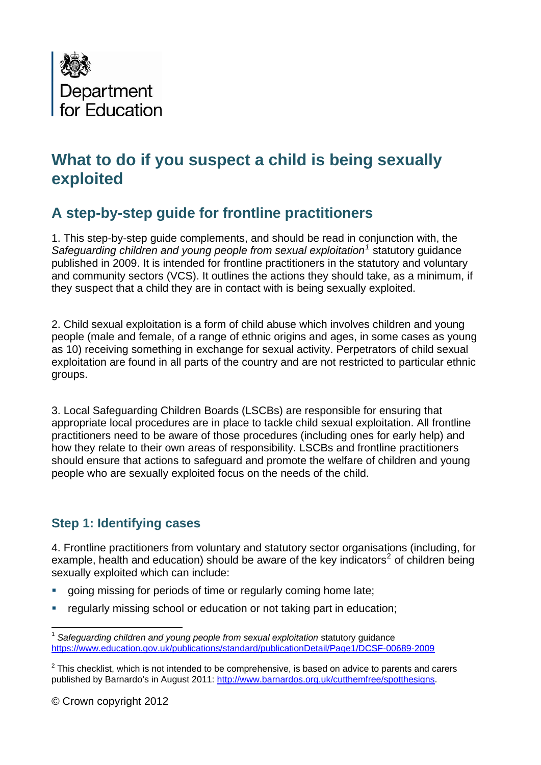Department for Education

# What to do if you suspect a child is being sexually exploited

## A step-by-step guide for frontline practitioners

1. This step-by-step guide complements, and should be read in conjunction with, the *Safeguarding children and young people from sexual exploitation*[1] statutory guidance published in 2009. It is intended for frontline practitioners in the statutory and voluntary and community sectors (VCS). It outlines the actions they should take, as a minimum, if they suspect that a child they are in contact with is being sexually exploited.

2. Child sexual exploitation is a form of child abuse which involves children and young people (male and female, of a range of ethnic origins and ages, in some cases as young as 10) receiving something in exchange for sexual activity. Perpetrators of child sexual exploitation are found in all parts of the country and are not restricted to particular ethnic groups.

3. Local Safeguarding Children Boards (LSCBs) are responsible for ensuring that appropriate local procedures are in place to tackle child sexual exploitation. All frontline practitioners need to be aware of those procedures (including ones for early help) and how they relate to their own areas of responsibility. LSCBs and frontline practitioners should ensure that actions to safeguard and promote the welfare of children and young people who are sexually exploited focus on the needs of the child.

### Step 1: Identifying cases

4. Frontline practitioners from voluntary and statutory sector organisations (including, for example, health and education) should be aware of the key indicators[2] of children being sexually exploited which can include:

- going missing for periods of time or regularly coming home late;
- regularly missing school or education or not taking part in education;

---

[1] *Safeguarding children and young people from sexual exploitation* statutory guidance https://www.education.gov.uk/publications/standard/publicationDetail/Page1/DCSF-00689-2009

[2] This checklist, which is not intended to be comprehensive, is based on advice to parents and carers published by Barnardo's in August 2011: http://www.barnardos.org.uk/cutthemfree/spotthesigns.

© Crown copyright 2012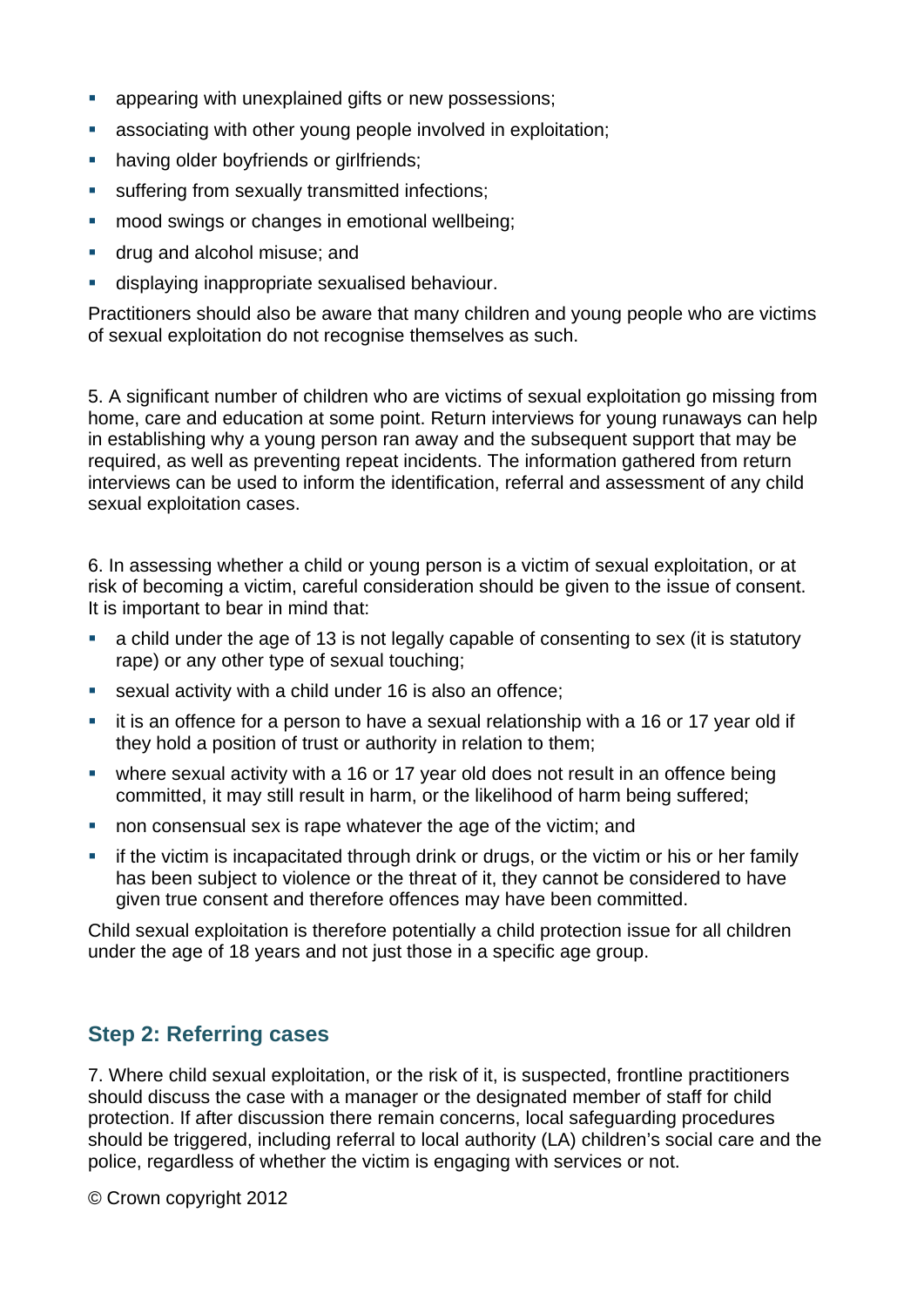- appearing with unexplained gifts or new possessions;
- associating with other young people involved in exploitation;
- having older boyfriends or girlfriends;
- suffering from sexually transmitted infections;
- mood swings or changes in emotional wellbeing;
- drug and alcohol misuse; and
- displaying inappropriate sexualised behaviour.

Practitioners should also be aware that many children and young people who are victims of sexual exploitation do not recognise themselves as such.

5. A significant number of children who are victims of sexual exploitation go missing from home, care and education at some point. Return interviews for young runaways can help in establishing why a young person ran away and the subsequent support that may be required, as well as preventing repeat incidents. The information gathered from return interviews can be used to inform the identification, referral and assessment of any child sexual exploitation cases.

6. In assessing whether a child or young person is a victim of sexual exploitation, or at risk of becoming a victim, careful consideration should be given to the issue of consent. It is important to bear in mind that:

- a child under the age of 13 is not legally capable of consenting to sex (it is statutory rape) or any other type of sexual touching;
- sexual activity with a child under 16 is also an offence;
- it is an offence for a person to have a sexual relationship with a 16 or 17 year old if they hold a position of trust or authority in relation to them;
- where sexual activity with a 16 or 17 year old does not result in an offence being committed, it may still result in harm, or the likelihood of harm being suffered;
- non consensual sex is rape whatever the age of the victim; and
- if the victim is incapacitated through drink or drugs, or the victim or his or her family has been subject to violence or the threat of it, they cannot be considered to have given true consent and therefore offences may have been committed.

Child sexual exploitation is therefore potentially a child protection issue for all children under the age of 18 years and not just those in a specific age group.

## Step 2: Referring cases

7. Where child sexual exploitation, or the risk of it, is suspected, frontline practitioners should discuss the case with a manager or the designated member of staff for child protection. If after discussion there remain concerns, local safeguarding procedures should be triggered, including referral to local authority (LA) children's social care and the police, regardless of whether the victim is engaging with services or not.

© Crown copyright 2012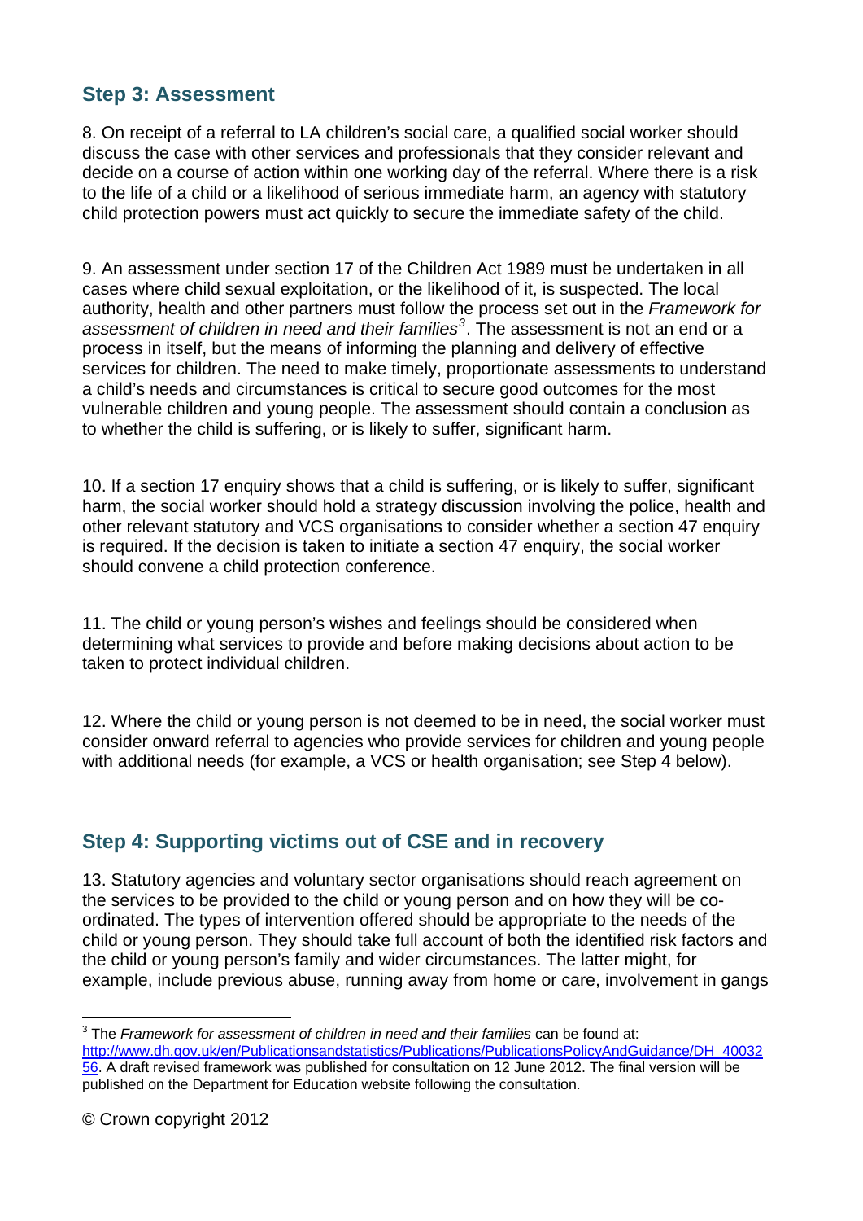## Step 3: Assessment

8. On receipt of a referral to LA children's social care, a qualified social worker should discuss the case with other services and professionals that they consider relevant and decide on a course of action within one working day of the referral. Where there is a risk to the life of a child or a likelihood of serious immediate harm, an agency with statutory child protection powers must act quickly to secure the immediate safety of the child.

9. An assessment under section 17 of the Children Act 1989 must be undertaken in all cases where child sexual exploitation, or the likelihood of it, is suspected. The local authority, health and other partners must follow the process set out in the *Framework for assessment of children in need and their families*[3]. The assessment is not an end or a process in itself, but the means of informing the planning and delivery of effective services for children. The need to make timely, proportionate assessments to understand a child's needs and circumstances is critical to secure good outcomes for the most vulnerable children and young people. The assessment should contain a conclusion as to whether the child is suffering, or is likely to suffer, significant harm.

10. If a section 17 enquiry shows that a child is suffering, or is likely to suffer, significant harm, the social worker should hold a strategy discussion involving the police, health and other relevant statutory and VCS organisations to consider whether a section 47 enquiry is required. If the decision is taken to initiate a section 47 enquiry, the social worker should convene a child protection conference.

11. The child or young person's wishes and feelings should be considered when determining what services to provide and before making decisions about action to be taken to protect individual children.

12. Where the child or young person is not deemed to be in need, the social worker must consider onward referral to agencies who provide services for children and young people with additional needs (for example, a VCS or health organisation; see Step 4 below).

## Step 4: Supporting victims out of CSE and in recovery

13. Statutory agencies and voluntary sector organisations should reach agreement on the services to be provided to the child or young person and on how they will be co-ordinated. The types of intervention offered should be appropriate to the needs of the child or young person. They should take full account of both the identified risk factors and the child or young person's family and wider circumstances. The latter might, for example, include previous abuse, running away from home or care, involvement in gangs

---

[3] The *Framework for assessment of children in need and their families* can be found at: http://www.dh.gov.uk/en/Publicationsandstatistics/Publications/PublicationsPolicyAndGuidance/DH_4003256. A draft revised framework was published for consultation on 12 June 2012. The final version will be published on the Department for Education website following the consultation.

© Crown copyright 2012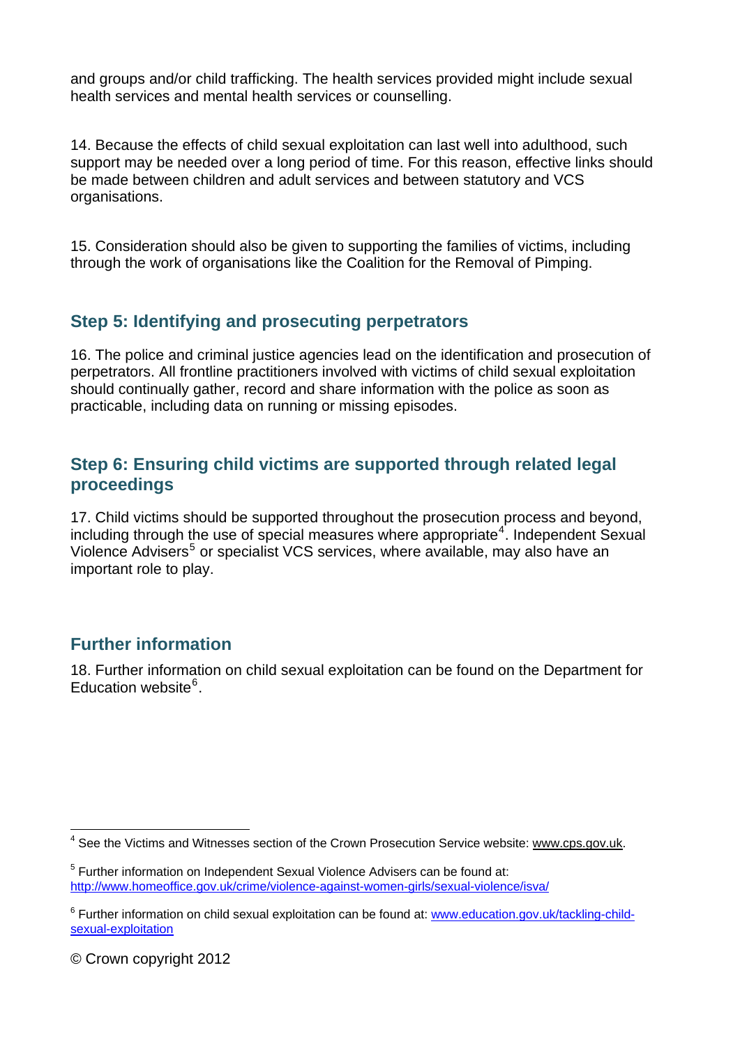and groups and/or child trafficking. The health services provided might include sexual health services and mental health services or counselling.

14. Because the effects of child sexual exploitation can last well into adulthood, such support may be needed over a long period of time. For this reason, effective links should be made between children and adult services and between statutory and VCS organisations.

15. Consideration should also be given to supporting the families of victims, including through the work of organisations like the Coalition for the Removal of Pimping.

## Step 5: Identifying and prosecuting perpetrators

16. The police and criminal justice agencies lead on the identification and prosecution of perpetrators. All frontline practitioners involved with victims of child sexual exploitation should continually gather, record and share information with the police as soon as practicable, including data on running or missing episodes.

## Step 6: Ensuring child victims are supported through related legal proceedings

17. Child victims should be supported throughout the prosecution process and beyond, including through the use of special measures where appropriate[4]. Independent Sexual Violence Advisers[5] or specialist VCS services, where available, may also have an important role to play.

## Further information

18. Further information on child sexual exploitation can be found on the Department for Education website[6].

---

[4] See the Victims and Witnesses section of the Crown Prosecution Service website: www.cps.gov.uk.

[5] Further information on Independent Sexual Violence Advisers can be found at: http://www.homeoffice.gov.uk/crime/violence-against-women-girls/sexual-violence/isva/

[6] Further information on child sexual exploitation can be found at: www.education.gov.uk/tackling-child-sexual-exploitation

© Crown copyright 2012